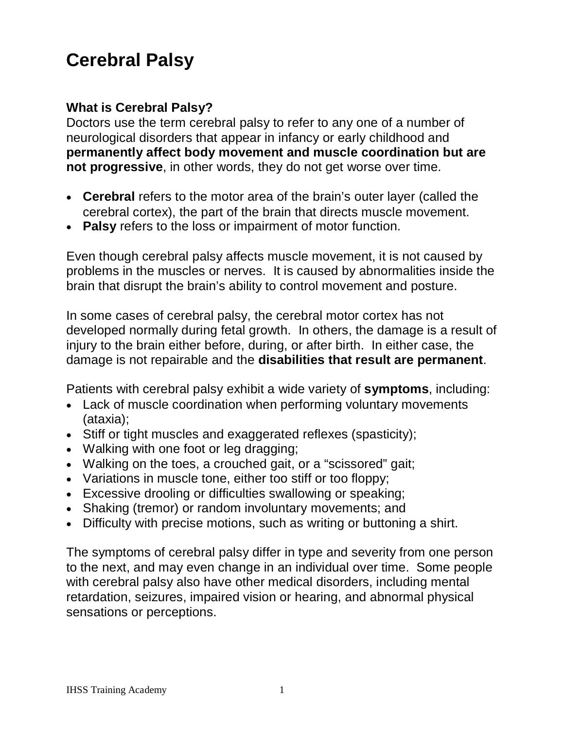# Cerebral Palsy

## What is Cerebral Palsy?

Doctors use the term cerebral palsy to refer to any one of a number of neurological disorders that appear in infancy or early childhood and **permanently affect body movement and muscle coordination but are not progressive**, in other words, they do not get worse over time.

- **Cerebral** refers to the motor area of the brain's outer layer (called the cerebral cortex), the part of the brain that directs muscle movement.
- **Palsy** refers to the loss or impairment of motor function.

Even though cerebral palsy affects muscle movement, it is not caused by problems in the muscles or nerves. It is caused by abnormalities inside the brain that disrupt the brain's ability to control movement and posture.

In some cases of cerebral palsy, the cerebral motor cortex has not developed normally during fetal growth. In others, the damage is a result of injury to the brain either before, during, or after birth. In either case, the damage is not repairable and the **disabilities that result are permanent**.

Patients with cerebral palsy exhibit a wide variety of **symptoms**, including:

- Lack of muscle coordination when performing voluntary movements (ataxia);
- Stiff or tight muscles and exaggerated reflexes (spasticity);
- Walking with one foot or leg dragging;
- Walking on the toes, a crouched gait, or a "scissored" gait;
- Variations in muscle tone, either too stiff or too floppy;
- Excessive drooling or difficulties swallowing or speaking;
- Shaking (tremor) or random involuntary movements; and
- Difficulty with precise motions, such as writing or buttoning a shirt.

The symptoms of cerebral palsy differ in type and severity from one person to the next, and may even change in an individual over time. Some people with cerebral palsy also have other medical disorders, including mental retardation, seizures, impaired vision or hearing, and abnormal physical sensations or perceptions.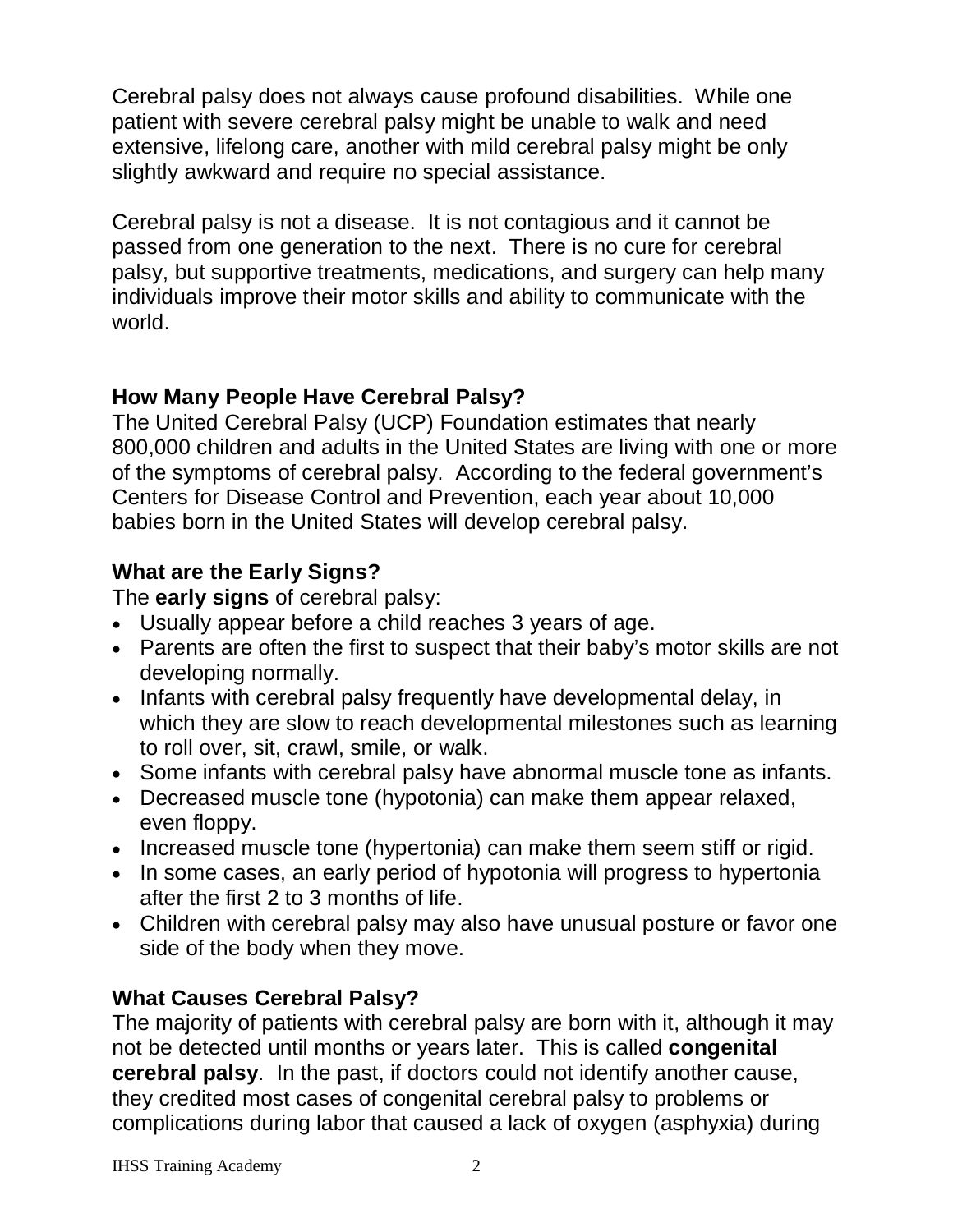Cerebral palsy does not always cause profound disabilities. While one patient with severe cerebral palsy might be unable to walk and need extensive, lifelong care, another with mild cerebral palsy might be only slightly awkward and require no special assistance.

Cerebral palsy is not a disease. It is not contagious and it cannot be passed from one generation to the next. There is no cure for cerebral palsy, but supportive treatments, medications, and surgery can help many individuals improve their motor skills and ability to communicate with the world.

### How Many People Have Cerebral Palsy?

The United Cerebral Palsy (UCP) Foundation estimates that nearly 800,000 children and adults in the United States are living with one or more of the symptoms of cerebral palsy. According to the federal government's Centers for Disease Control and Prevention, each year about 10,000 babies born in the United States will develop cerebral palsy.

### What are the Early Signs?

The **early signs** of cerebral palsy:

- Usually appear before a child reaches 3 years of age.
- Parents are often the first to suspect that their baby's motor skills are not developing normally.
- Infants with cerebral palsy frequently have developmental delay, in which they are slow to reach developmental milestones such as learning to roll over, sit, crawl, smile, or walk.
- Some infants with cerebral palsy have abnormal muscle tone as infants.
- Decreased muscle tone (hypotonia) can make them appear relaxed, even floppy.
- Increased muscle tone (hypertonia) can make them seem stiff or rigid.
- In some cases, an early period of hypotonia will progress to hypertonia after the first 2 to 3 months of life.
- Children with cerebral palsy may also have unusual posture or favor one side of the body when they move.

### What Causes Cerebral Palsy?

The majority of patients with cerebral palsy are born with it, although it may not be detected until months or years later. This is called **congenital cerebral palsy**. In the past, if doctors could not identify another cause, they credited most cases of congenital cerebral palsy to problems or complications during labor that caused a lack of oxygen (asphyxia) during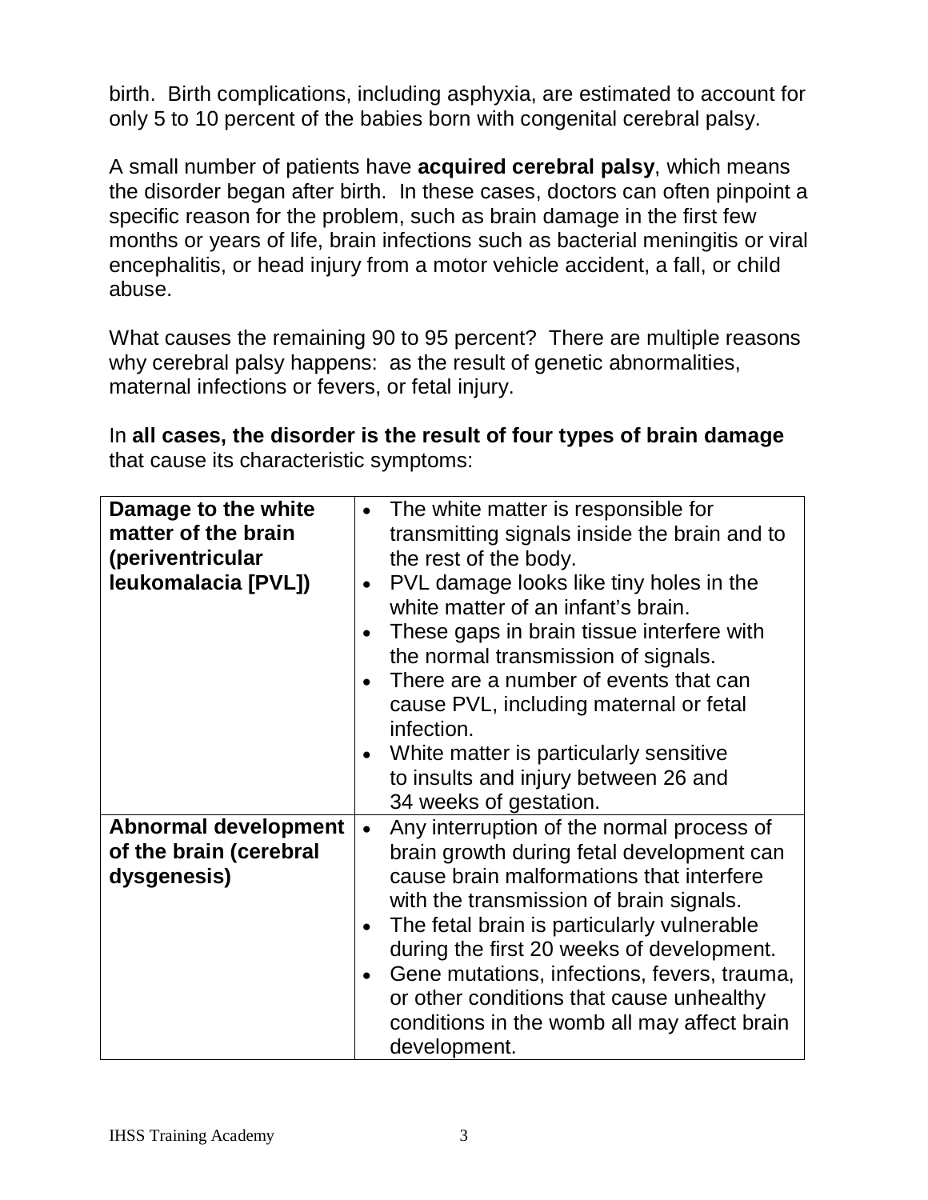birth. Birth complications, including asphyxia, are estimated to account for only 5 to 10 percent of the babies born with congenital cerebral palsy.

A small number of patients have **acquired cerebral palsy**, which means the disorder began after birth. In these cases, doctors can often pinpoint a specific reason for the problem, such as brain damage in the first few months or years of life, brain infections such as bacterial meningitis or viral encephalitis, or head injury from a motor vehicle accident, a fall, or child abuse.

What causes the remaining 90 to 95 percent? There are multiple reasons why cerebral palsy happens: as the result of genetic abnormalities, maternal infections or fevers, or fetal injury.

In **all cases, the disorder is the result of four types of brain damage** that cause its characteristic symptoms:

| | |
|---|---|
| **Damage to the white matter of the brain (periventricular leukomalacia [PVL])** | • The white matter is responsible for transmitting signals inside the brain and to the rest of the body.<br>• PVL damage looks like tiny holes in the white matter of an infant's brain.<br>• These gaps in brain tissue interfere with the normal transmission of signals.<br>• There are a number of events that can cause PVL, including maternal or fetal infection.<br>• White matter is particularly sensitive to insults and injury between 26 and 34 weeks of gestation. |
| **Abnormal development of the brain (cerebral dysgenesis)** | • Any interruption of the normal process of brain growth during fetal development can cause brain malformations that interfere with the transmission of brain signals.<br>• The fetal brain is particularly vulnerable during the first 20 weeks of development.<br>• Gene mutations, infections, fevers, trauma, or other conditions that cause unhealthy conditions in the womb all may affect brain development. |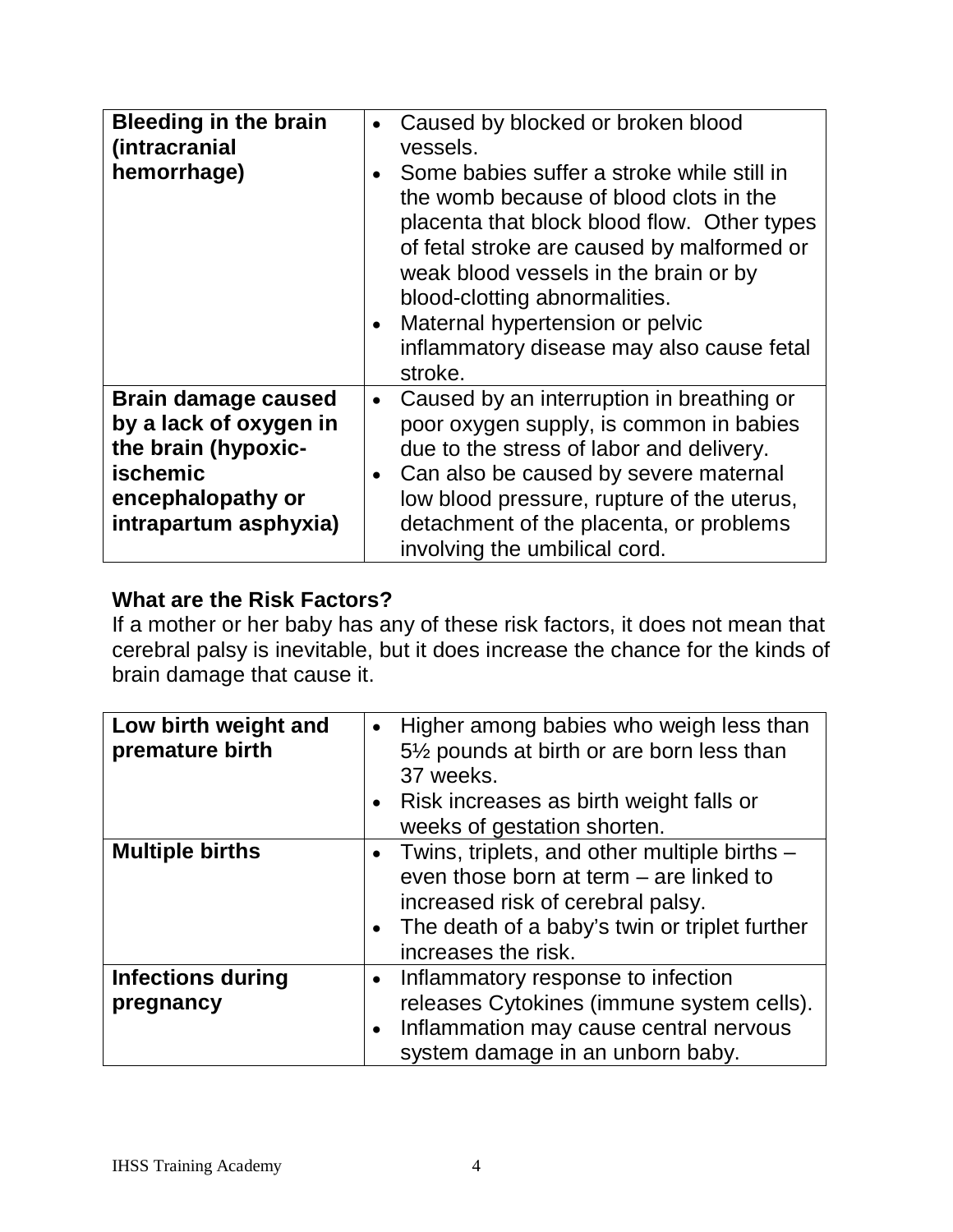| | |
|---|---|
| **Bleeding in the brain (intracranial hemorrhage)** | • Caused by blocked or broken blood vessels.<br>• Some babies suffer a stroke while still in the womb because of blood clots in the placenta that block blood flow. Other types of fetal stroke are caused by malformed or weak blood vessels in the brain or by blood-clotting abnormalities.<br>• Maternal hypertension or pelvic inflammatory disease may also cause fetal stroke. |
| **Brain damage caused by a lack of oxygen in the brain (hypoxic-ischemic encephalopathy or intrapartum asphyxia)** | • Caused by an interruption in breathing or poor oxygen supply, is common in babies due to the stress of labor and delivery.<br>• Can also be caused by severe maternal low blood pressure, rupture of the uterus, detachment of the placenta, or problems involving the umbilical cord. |

**What are the Risk Factors?**

If a mother or her baby has any of these risk factors, it does not mean that cerebral palsy is inevitable, but it does increase the chance for the kinds of brain damage that cause it.

| | |
|---|---|
| **Low birth weight and premature birth** | • Higher among babies who weigh less than 5½ pounds at birth or are born less than 37 weeks.<br>• Risk increases as birth weight falls or weeks of gestation shorten. |
| **Multiple births** | • Twins, triplets, and other multiple births – even those born at term – are linked to increased risk of cerebral palsy.<br>• The death of a baby's twin or triplet further increases the risk. |
| **Infections during pregnancy** | • Inflammatory response to infection releases Cytokines (immune system cells).<br>• Inflammation may cause central nervous system damage in an unborn baby. |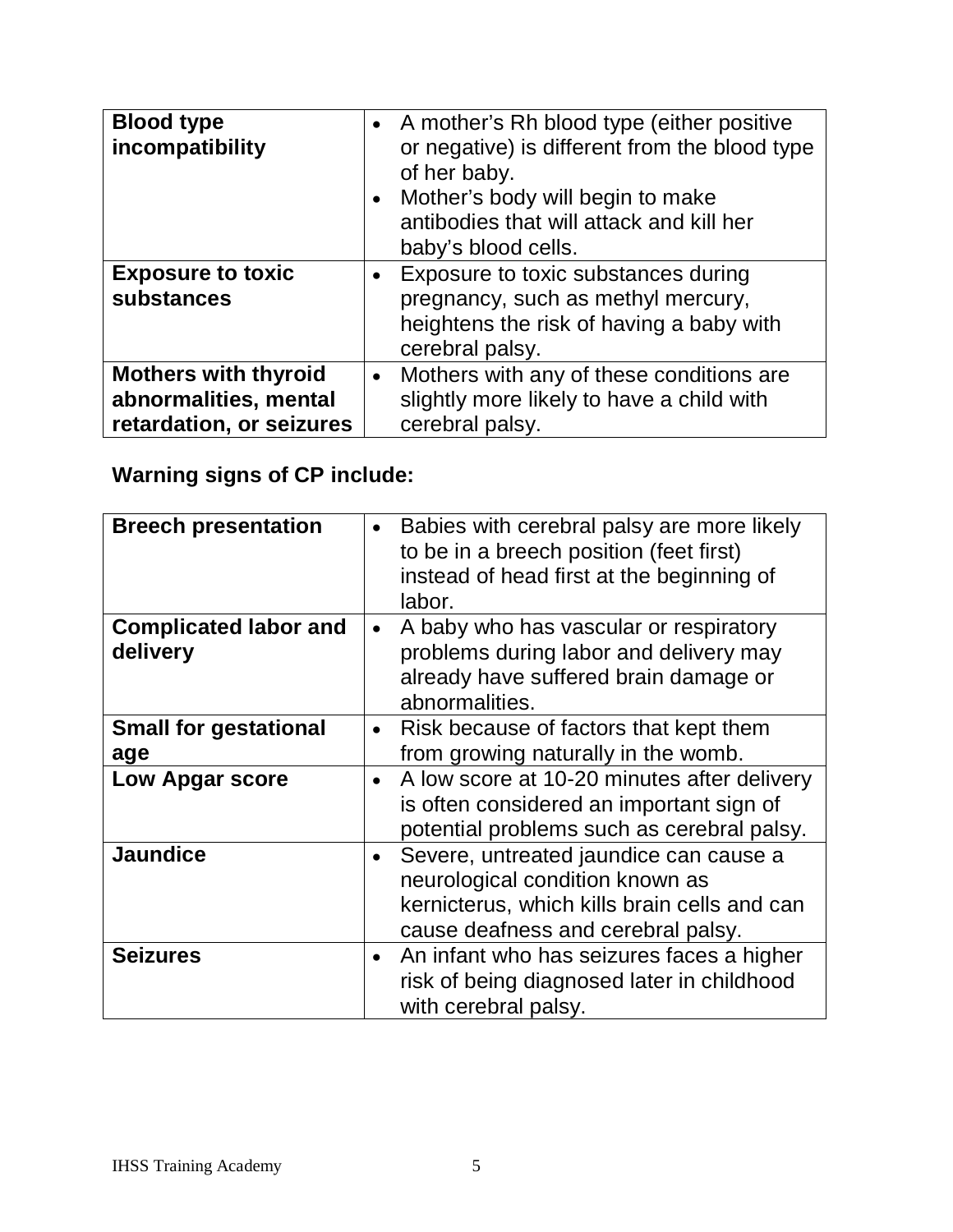| | |
|---|---|
| **Blood type incompatibility** | • A mother's Rh blood type (either positive or negative) is different from the blood type of her baby.<br>• Mother's body will begin to make antibodies that will attack and kill her baby's blood cells. |
| **Exposure to toxic substances** | • Exposure to toxic substances during pregnancy, such as methyl mercury, heightens the risk of having a baby with cerebral palsy. |
| **Mothers with thyroid abnormalities, mental retardation, or seizures** | • Mothers with any of these conditions are slightly more likely to have a child with cerebral palsy. |

**Warning signs of CP include:**

| | |
|---|---|
| **Breech presentation** | • Babies with cerebral palsy are more likely to be in a breech position (feet first) instead of head first at the beginning of labor. |
| **Complicated labor and delivery** | • A baby who has vascular or respiratory problems during labor and delivery may already have suffered brain damage or abnormalities. |
| **Small for gestational age** | • Risk because of factors that kept them from growing naturally in the womb. |
| **Low Apgar score** | • A low score at 10-20 minutes after delivery is often considered an important sign of potential problems such as cerebral palsy. |
| **Jaundice** | • Severe, untreated jaundice can cause a neurological condition known as kernicterus, which kills brain cells and can cause deafness and cerebral palsy. |
| **Seizures** | • An infant who has seizures faces a higher risk of being diagnosed later in childhood with cerebral palsy. |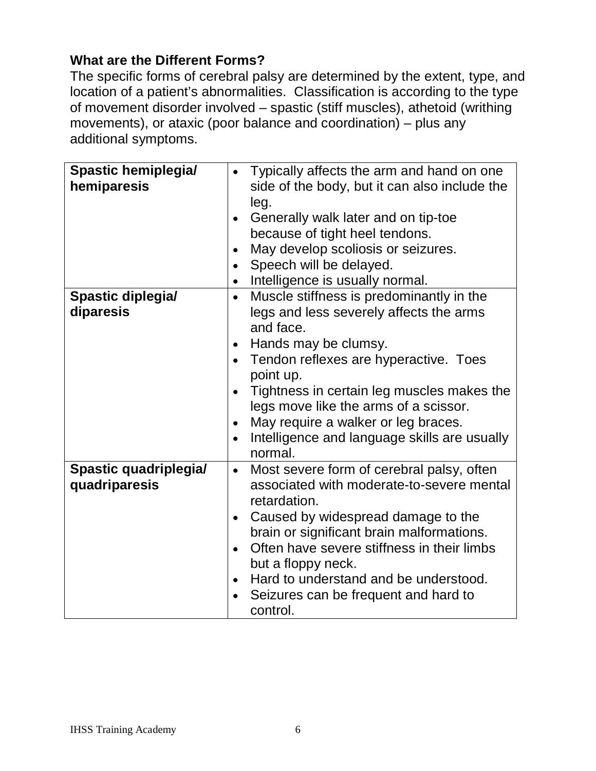**What are the Different Forms?**

The specific forms of cerebral palsy are determined by the extent, type, and location of a patient's abnormalities. Classification is according to the type of movement disorder involved – spastic (stiff muscles), athetoid (writhing movements), or ataxic (poor balance and coordination) – plus any additional symptoms.

| | |
|---|---|
| **Spastic hemiplegia/ hemiparesis** | • Typically affects the arm and hand on one side of the body, but it can also include the leg.<br>• Generally walk later and on tip-toe because of tight heel tendons.<br>• May develop scoliosis or seizures.<br>• Speech will be delayed.<br>• Intelligence is usually normal. |
| **Spastic diplegia/ diparesis** | • Muscle stiffness is predominantly in the legs and less severely affects the arms and face.<br>• Hands may be clumsy.<br>• Tendon reflexes are hyperactive. Toes point up.<br>• Tightness in certain leg muscles makes the legs move like the arms of a scissor.<br>• May require a walker or leg braces.<br>• Intelligence and language skills are usually normal. |
| **Spastic quadriplegia/ quadriparesis** | • Most severe form of cerebral palsy, often associated with moderate-to-severe mental retardation.<br>• Caused by widespread damage to the brain or significant brain malformations.<br>• Often have severe stiffness in their limbs but a floppy neck.<br>• Hard to understand and be understood.<br>• Seizures can be frequent and hard to control. |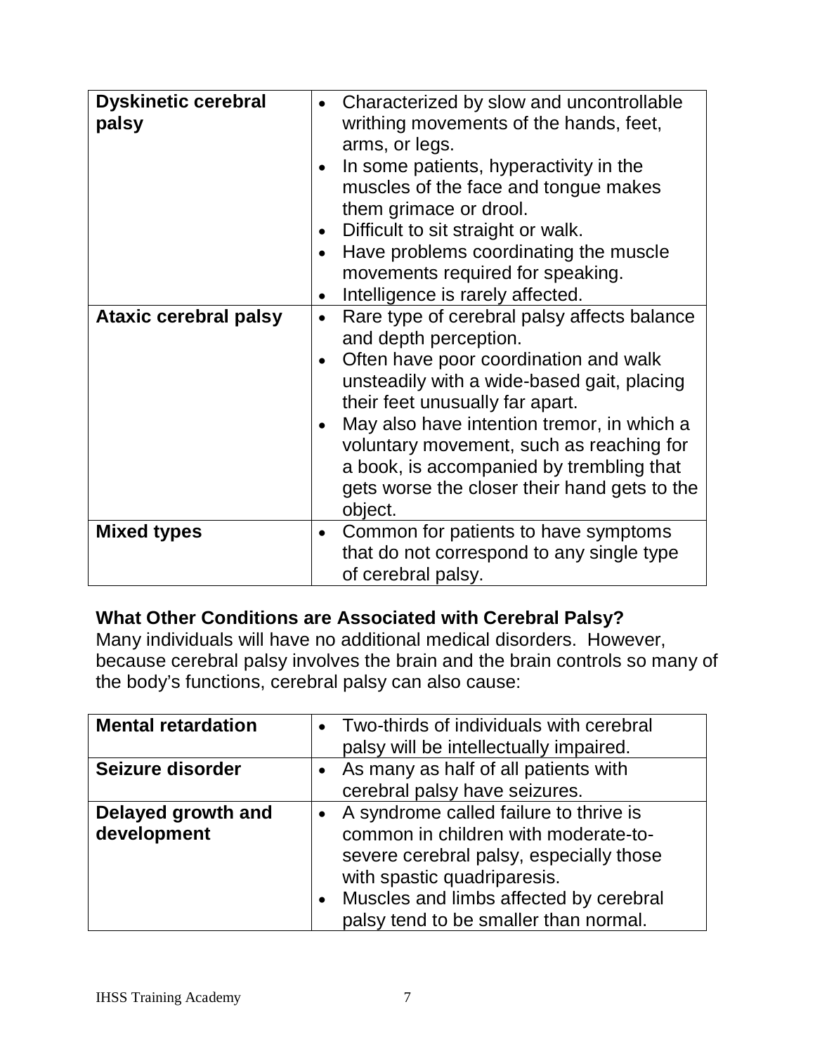| Dyskinetic cerebral palsy | • Characterized by slow and uncontrollable writhing movements of the hands, feet, arms, or legs.<br>• In some patients, hyperactivity in the muscles of the face and tongue makes them grimace or drool.<br>• Difficult to sit straight or walk.<br>• Have problems coordinating the muscle movements required for speaking.<br>• Intelligence is rarely affected. |
|---|---|
| **Ataxic cerebral palsy** | • Rare type of cerebral palsy affects balance and depth perception.<br>• Often have poor coordination and walk unsteadily with a wide-based gait, placing their feet unusually far apart.<br>• May also have intention tremor, in which a voluntary movement, such as reaching for a book, is accompanied by trembling that gets worse the closer their hand gets to the object. |
| **Mixed types** | • Common for patients to have symptoms that do not correspond to any single type of cerebral palsy. |

**What Other Conditions are Associated with Cerebral Palsy?**

Many individuals will have no additional medical disorders. However, because cerebral palsy involves the brain and the brain controls so many of the body's functions, cerebral palsy can also cause:

| Mental retardation | • Two-thirds of individuals with cerebral palsy will be intellectually impaired. |
|---|---|
| **Seizure disorder** | • As many as half of all patients with cerebral palsy have seizures. |
| **Delayed growth and development** | • A syndrome called failure to thrive is common in children with moderate-to-severe cerebral palsy, especially those with spastic quadriparesis.<br>• Muscles and limbs affected by cerebral palsy tend to be smaller than normal. |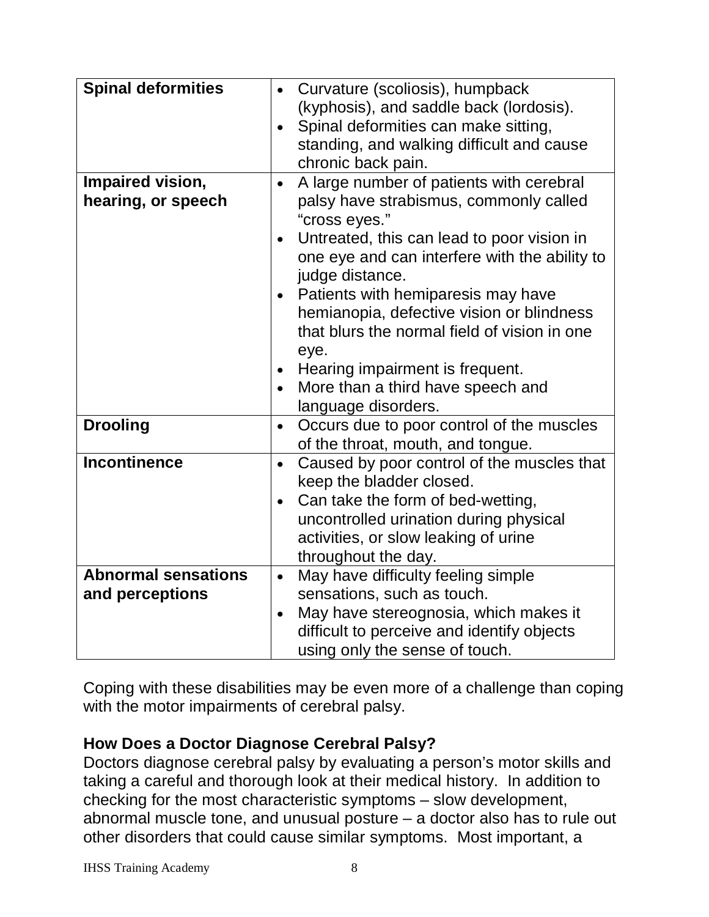| | |
|---|---|
| **Spinal deformities** | • Curvature (scoliosis), humpback (kyphosis), and saddle back (lordosis).<br>• Spinal deformities can make sitting, standing, and walking difficult and cause chronic back pain. |
| **Impaired vision, hearing, or speech** | • A large number of patients with cerebral palsy have strabismus, commonly called "cross eyes."<br>• Untreated, this can lead to poor vision in one eye and can interfere with the ability to judge distance.<br>• Patients with hemiparesis may have hemianopia, defective vision or blindness that blurs the normal field of vision in one eye.<br>• Hearing impairment is frequent.<br>• More than a third have speech and language disorders. |
| **Drooling** | • Occurs due to poor control of the muscles of the throat, mouth, and tongue. |
| **Incontinence** | • Caused by poor control of the muscles that keep the bladder closed.<br>• Can take the form of bed-wetting, uncontrolled urination during physical activities, or slow leaking of urine throughout the day. |
| **Abnormal sensations and perceptions** | • May have difficulty feeling simple sensations, such as touch.<br>• May have stereognosia, which makes it difficult to perceive and identify objects using only the sense of touch. |

Coping with these disabilities may be even more of a challenge than coping with the motor impairments of cerebral palsy.

**How Does a Doctor Diagnose Cerebral Palsy?**

Doctors diagnose cerebral palsy by evaluating a person's motor skills and taking a careful and thorough look at their medical history. In addition to checking for the most characteristic symptoms – slow development, abnormal muscle tone, and unusual posture – a doctor also has to rule out other disorders that could cause similar symptoms. Most important, a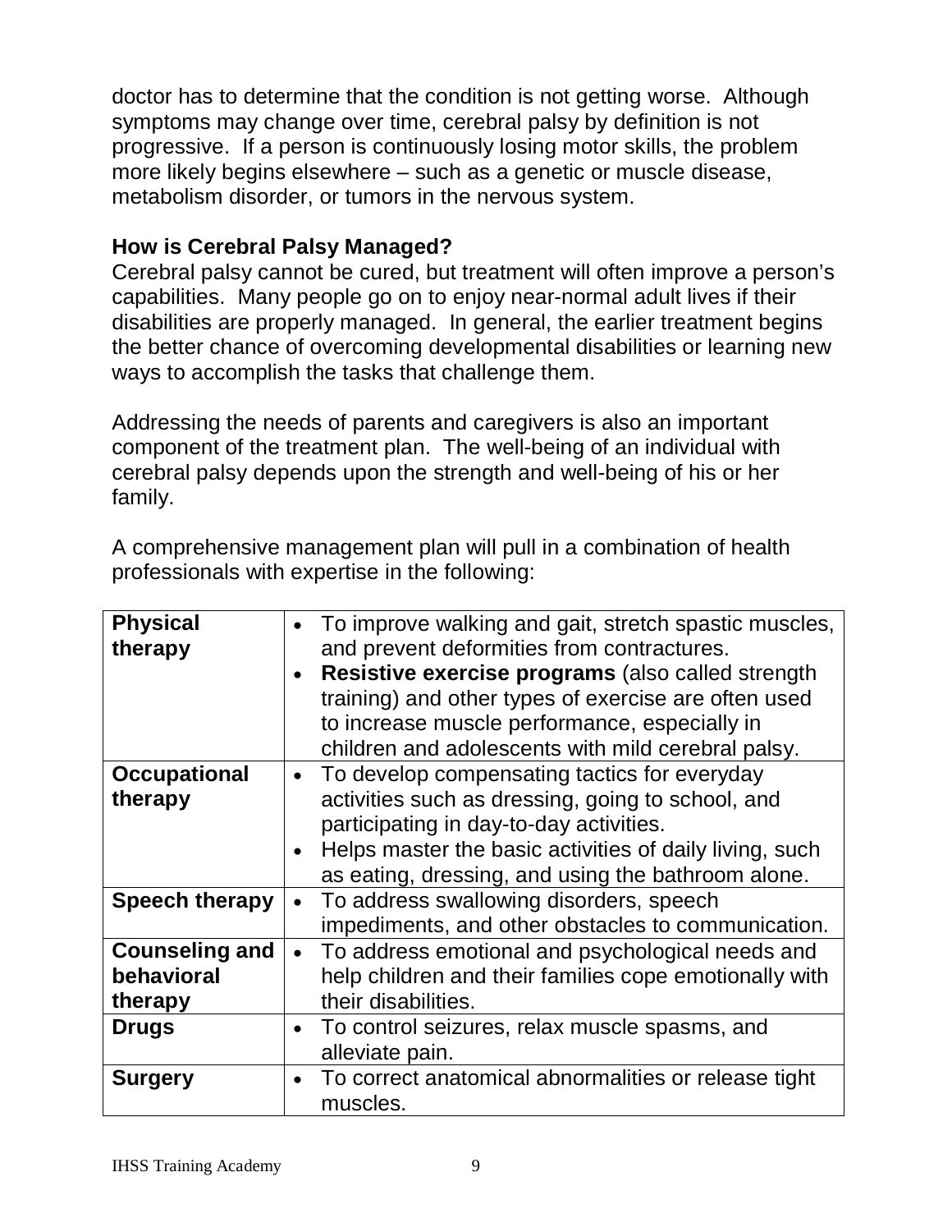doctor has to determine that the condition is not getting worse. Although symptoms may change over time, cerebral palsy by definition is not progressive. If a person is continuously losing motor skills, the problem more likely begins elsewhere – such as a genetic or muscle disease, metabolism disorder, or tumors in the nervous system.

### How is Cerebral Palsy Managed?

Cerebral palsy cannot be cured, but treatment will often improve a person's capabilities. Many people go on to enjoy near-normal adult lives if their disabilities are properly managed. In general, the earlier treatment begins the better chance of overcoming developmental disabilities or learning new ways to accomplish the tasks that challenge them.

Addressing the needs of parents and caregivers is also an important component of the treatment plan. The well-being of an individual with cerebral palsy depends upon the strength and well-being of his or her family.

A comprehensive management plan will pull in a combination of health professionals with expertise in the following:

| | |
|---|---|
| **Physical therapy** | • To improve walking and gait, stretch spastic muscles, and prevent deformities from contractures.<br>• **Resistive exercise programs** (also called strength training) and other types of exercise are often used to increase muscle performance, especially in children and adolescents with mild cerebral palsy. |
| **Occupational therapy** | • To develop compensating tactics for everyday activities such as dressing, going to school, and participating in day-to-day activities.<br>• Helps master the basic activities of daily living, such as eating, dressing, and using the bathroom alone. |
| **Speech therapy** | • To address swallowing disorders, speech impediments, and other obstacles to communication. |
| **Counseling and behavioral therapy** | • To address emotional and psychological needs and help children and their families cope emotionally with their disabilities. |
| **Drugs** | • To control seizures, relax muscle spasms, and alleviate pain. |
| **Surgery** | • To correct anatomical abnormalities or release tight muscles. |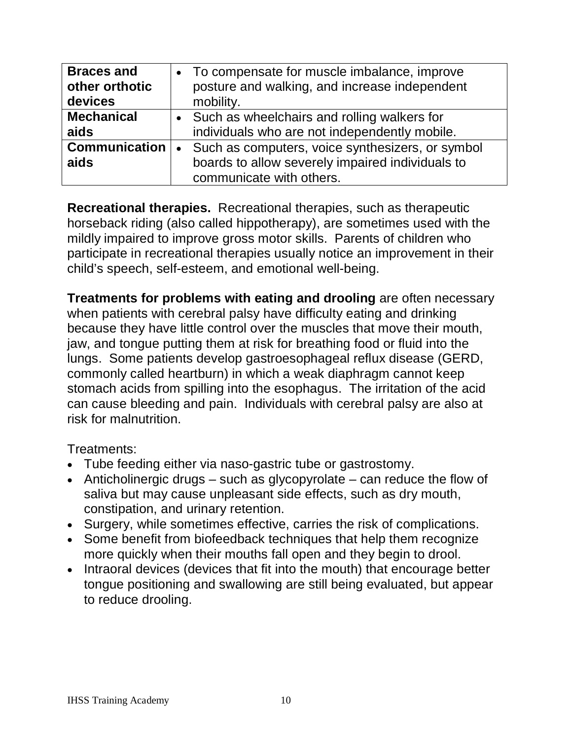| | |
|---|---|
| **Braces and other orthotic devices** | • To compensate for muscle imbalance, improve posture and walking, and increase independent mobility. |
| **Mechanical aids** | • Such as wheelchairs and rolling walkers for individuals who are not independently mobile. |
| **Communication aids** | • Such as computers, voice synthesizers, or symbol boards to allow severely impaired individuals to communicate with others. |

**Recreational therapies.** Recreational therapies, such as therapeutic horseback riding (also called hippotherapy), are sometimes used with the mildly impaired to improve gross motor skills. Parents of children who participate in recreational therapies usually notice an improvement in their child's speech, self-esteem, and emotional well-being.

**Treatments for problems with eating and drooling** are often necessary when patients with cerebral palsy have difficulty eating and drinking because they have little control over the muscles that move their mouth, jaw, and tongue putting them at risk for breathing food or fluid into the lungs. Some patients develop gastroesophageal reflux disease (GERD, commonly called heartburn) in which a weak diaphragm cannot keep stomach acids from spilling into the esophagus. The irritation of the acid can cause bleeding and pain. Individuals with cerebral palsy are also at risk for malnutrition.

Treatments:

- Tube feeding either via naso-gastric tube or gastrostomy.
- Anticholinergic drugs – such as glycopyrolate – can reduce the flow of saliva but may cause unpleasant side effects, such as dry mouth, constipation, and urinary retention.
- Surgery, while sometimes effective, carries the risk of complications.
- Some benefit from biofeedback techniques that help them recognize more quickly when their mouths fall open and they begin to drool.
- Intraoral devices (devices that fit into the mouth) that encourage better tongue positioning and swallowing are still being evaluated, but appear to reduce drooling.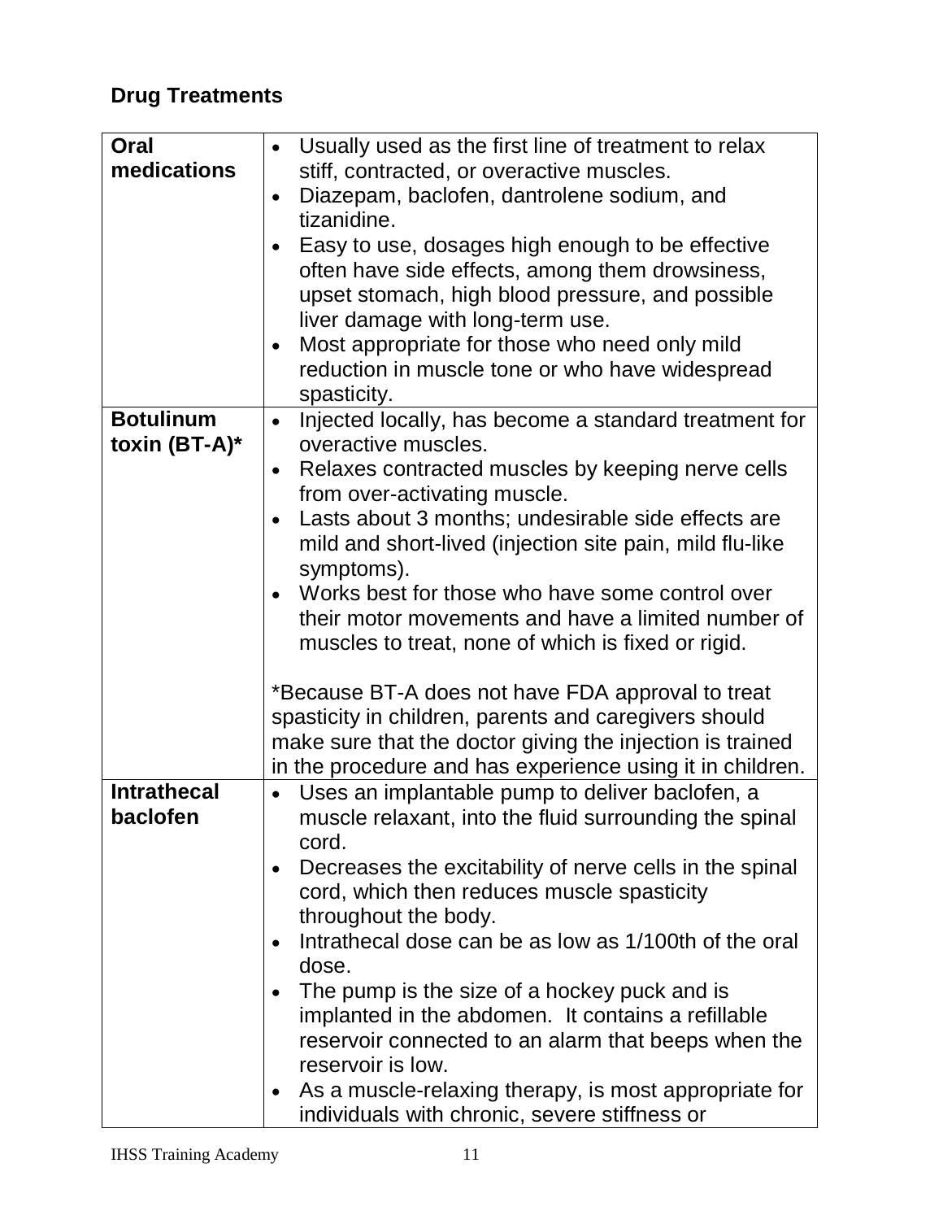## Drug Treatments

| | |
|---|---|
| **Oral medications** | • Usually used as the first line of treatment to relax stiff, contracted, or overactive muscles.<br>• Diazepam, baclofen, dantrolene sodium, and tizanidine.<br>• Easy to use, dosages high enough to be effective often have side effects, among them drowsiness, upset stomach, high blood pressure, and possible liver damage with long-term use.<br>• Most appropriate for those who need only mild reduction in muscle tone or who have widespread spasticity. |
| **Botulinum toxin (BT-A)*** | • Injected locally, has become a standard treatment for overactive muscles.<br>• Relaxes contracted muscles by keeping nerve cells from over-activating muscle.<br>• Lasts about 3 months; undesirable side effects are mild and short-lived (injection site pain, mild flu-like symptoms).<br>• Works best for those who have some control over their motor movements and have a limited number of muscles to treat, none of which is fixed or rigid.<br><br>*Because BT-A does not have FDA approval to treat spasticity in children, parents and caregivers should make sure that the doctor giving the injection is trained in the procedure and has experience using it in children. |
| **Intrathecal baclofen** | • Uses an implantable pump to deliver baclofen, a muscle relaxant, into the fluid surrounding the spinal cord.<br>• Decreases the excitability of nerve cells in the spinal cord, which then reduces muscle spasticity throughout the body.<br>• Intrathecal dose can be as low as 1/100th of the oral dose.<br>• The pump is the size of a hockey puck and is implanted in the abdomen. It contains a refillable reservoir connected to an alarm that beeps when the reservoir is low.<br>• As a muscle-relaxing therapy, is most appropriate for individuals with chronic, severe stiffness or |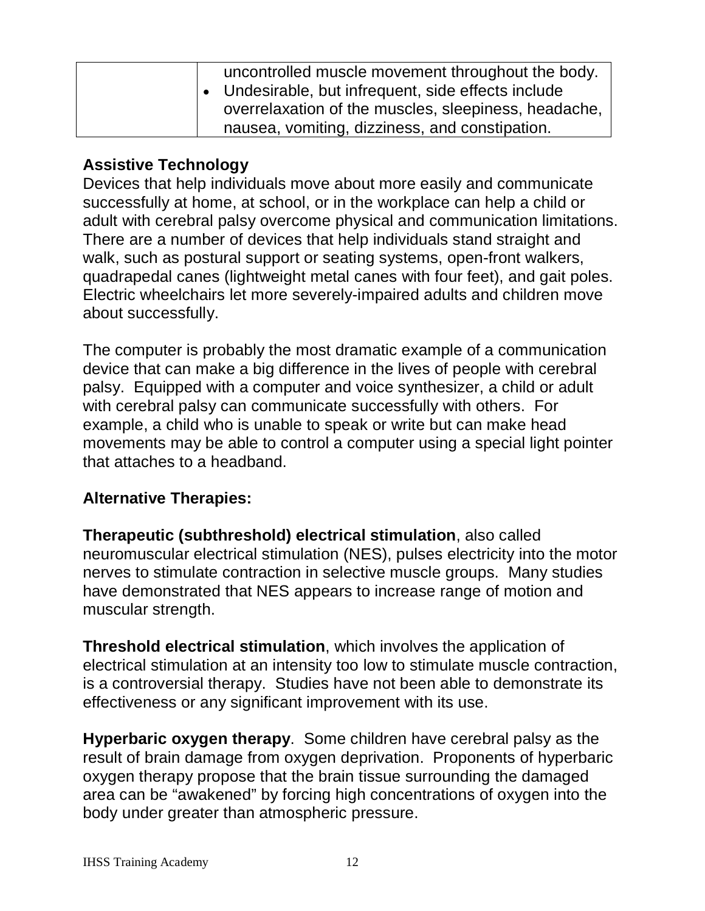| | |
|---|---|
| | uncontrolled muscle movement throughout the body.<br>• Undesirable, but infrequent, side effects include overrelaxation of the muscles, sleepiness, headache, nausea, vomiting, dizziness, and constipation. |

**Assistive Technology**

Devices that help individuals move about more easily and communicate successfully at home, at school, or in the workplace can help a child or adult with cerebral palsy overcome physical and communication limitations. There are a number of devices that help individuals stand straight and walk, such as postural support or seating systems, open-front walkers, quadrapedal canes (lightweight metal canes with four feet), and gait poles. Electric wheelchairs let more severely-impaired adults and children move about successfully.

The computer is probably the most dramatic example of a communication device that can make a big difference in the lives of people with cerebral palsy. Equipped with a computer and voice synthesizer, a child or adult with cerebral palsy can communicate successfully with others. For example, a child who is unable to speak or write but can make head movements may be able to control a computer using a special light pointer that attaches to a headband.

**Alternative Therapies:**

**Therapeutic (subthreshold) electrical stimulation**, also called neuromuscular electrical stimulation (NES), pulses electricity into the motor nerves to stimulate contraction in selective muscle groups. Many studies have demonstrated that NES appears to increase range of motion and muscular strength.

**Threshold electrical stimulation**, which involves the application of electrical stimulation at an intensity too low to stimulate muscle contraction, is a controversial therapy. Studies have not been able to demonstrate its effectiveness or any significant improvement with its use.

**Hyperbaric oxygen therapy**. Some children have cerebral palsy as the result of brain damage from oxygen deprivation. Proponents of hyperbaric oxygen therapy propose that the brain tissue surrounding the damaged area can be "awakened" by forcing high concentrations of oxygen into the body under greater than atmospheric pressure.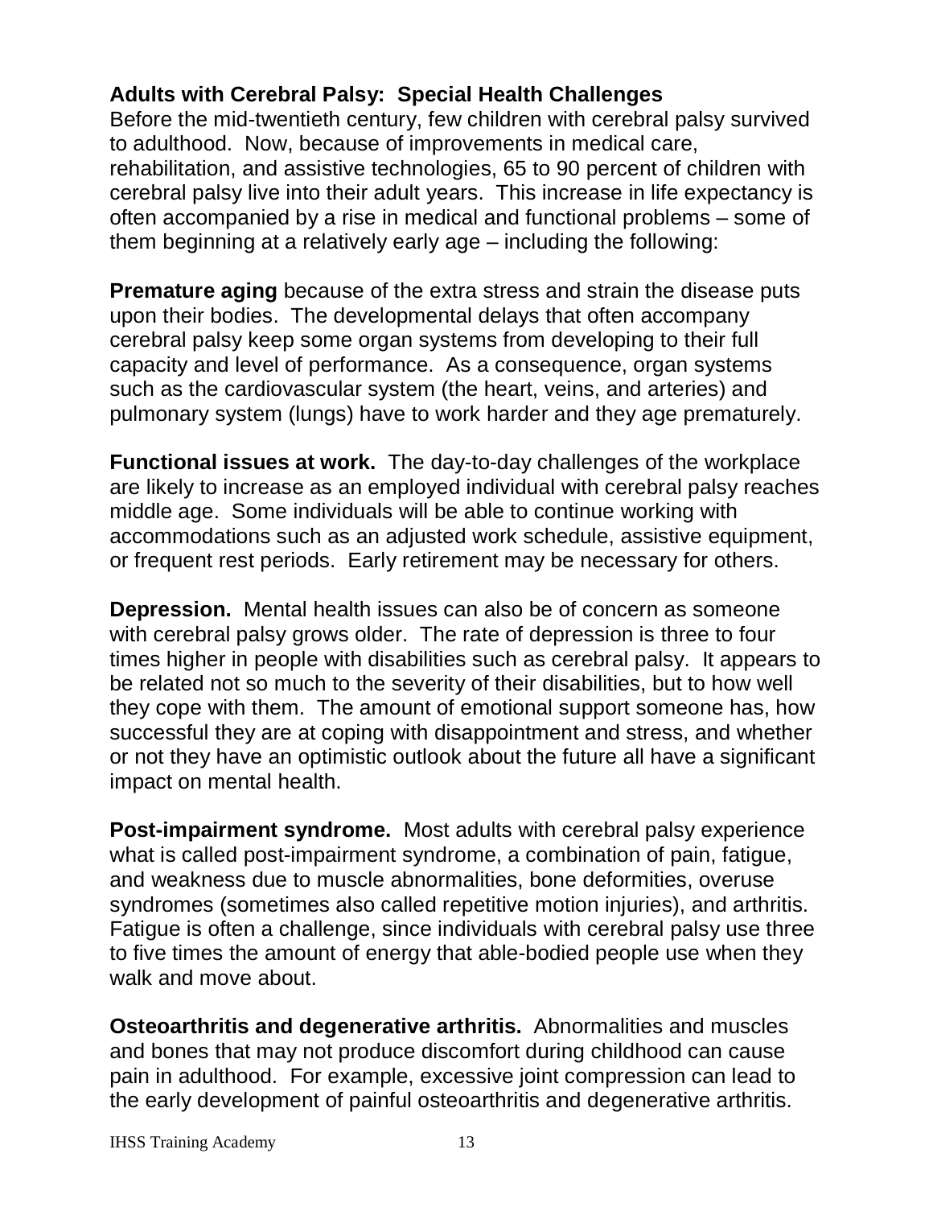## Adults with Cerebral Palsy: Special Health Challenges

Before the mid-twentieth century, few children with cerebral palsy survived to adulthood. Now, because of improvements in medical care, rehabilitation, and assistive technologies, 65 to 90 percent of children with cerebral palsy live into their adult years. This increase in life expectancy is often accompanied by a rise in medical and functional problems – some of them beginning at a relatively early age – including the following:

**Premature aging** because of the extra stress and strain the disease puts upon their bodies. The developmental delays that often accompany cerebral palsy keep some organ systems from developing to their full capacity and level of performance. As a consequence, organ systems such as the cardiovascular system (the heart, veins, and arteries) and pulmonary system (lungs) have to work harder and they age prematurely.

**Functional issues at work.** The day-to-day challenges of the workplace are likely to increase as an employed individual with cerebral palsy reaches middle age. Some individuals will be able to continue working with accommodations such as an adjusted work schedule, assistive equipment, or frequent rest periods. Early retirement may be necessary for others.

**Depression.** Mental health issues can also be of concern as someone with cerebral palsy grows older. The rate of depression is three to four times higher in people with disabilities such as cerebral palsy. It appears to be related not so much to the severity of their disabilities, but to how well they cope with them. The amount of emotional support someone has, how successful they are at coping with disappointment and stress, and whether or not they have an optimistic outlook about the future all have a significant impact on mental health.

**Post-impairment syndrome.** Most adults with cerebral palsy experience what is called post-impairment syndrome, a combination of pain, fatigue, and weakness due to muscle abnormalities, bone deformities, overuse syndromes (sometimes also called repetitive motion injuries), and arthritis. Fatigue is often a challenge, since individuals with cerebral palsy use three to five times the amount of energy that able-bodied people use when they walk and move about.

**Osteoarthritis and degenerative arthritis.** Abnormalities and muscles and bones that may not produce discomfort during childhood can cause pain in adulthood. For example, excessive joint compression can lead to the early development of painful osteoarthritis and degenerative arthritis.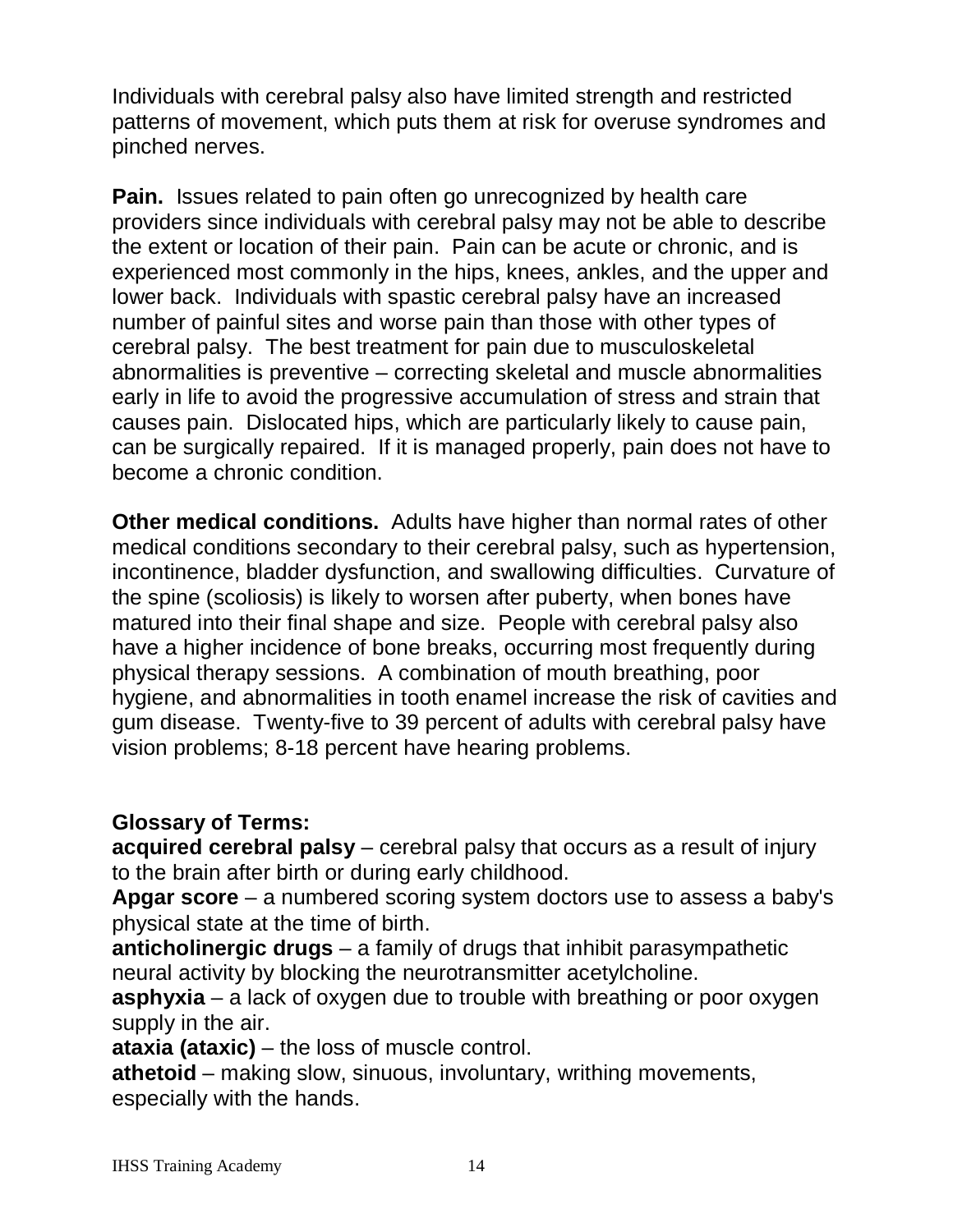Individuals with cerebral palsy also have limited strength and restricted patterns of movement, which puts them at risk for overuse syndromes and pinched nerves.

**Pain.** Issues related to pain often go unrecognized by health care providers since individuals with cerebral palsy may not be able to describe the extent or location of their pain. Pain can be acute or chronic, and is experienced most commonly in the hips, knees, ankles, and the upper and lower back. Individuals with spastic cerebral palsy have an increased number of painful sites and worse pain than those with other types of cerebral palsy. The best treatment for pain due to musculoskeletal abnormalities is preventive – correcting skeletal and muscle abnormalities early in life to avoid the progressive accumulation of stress and strain that causes pain. Dislocated hips, which are particularly likely to cause pain, can be surgically repaired. If it is managed properly, pain does not have to become a chronic condition.

**Other medical conditions.** Adults have higher than normal rates of other medical conditions secondary to their cerebral palsy, such as hypertension, incontinence, bladder dysfunction, and swallowing difficulties. Curvature of the spine (scoliosis) is likely to worsen after puberty, when bones have matured into their final shape and size. People with cerebral palsy also have a higher incidence of bone breaks, occurring most frequently during physical therapy sessions. A combination of mouth breathing, poor hygiene, and abnormalities in tooth enamel increase the risk of cavities and gum disease. Twenty-five to 39 percent of adults with cerebral palsy have vision problems; 8-18 percent have hearing problems.

**Glossary of Terms:**

**acquired cerebral palsy** – cerebral palsy that occurs as a result of injury to the brain after birth or during early childhood.

**Apgar score** – a numbered scoring system doctors use to assess a baby's physical state at the time of birth.

**anticholinergic drugs** – a family of drugs that inhibit parasympathetic neural activity by blocking the neurotransmitter acetylcholine.

**asphyxia** – a lack of oxygen due to trouble with breathing or poor oxygen supply in the air.

**ataxia (ataxic)** – the loss of muscle control.

**athetoid** – making slow, sinuous, involuntary, writhing movements, especially with the hands.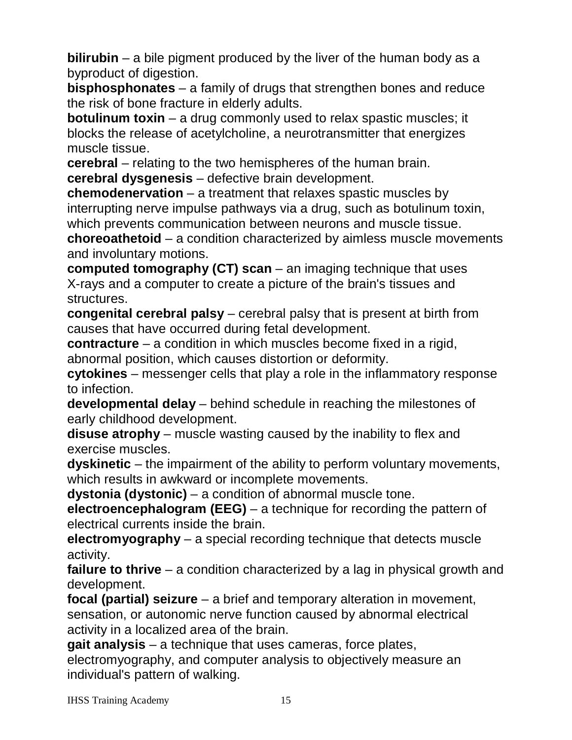**bilirubin** – a bile pigment produced by the liver of the human body as a byproduct of digestion.

**bisphosphonates** – a family of drugs that strengthen bones and reduce the risk of bone fracture in elderly adults.

**botulinum toxin** – a drug commonly used to relax spastic muscles; it blocks the release of acetylcholine, a neurotransmitter that energizes muscle tissue.

**cerebral** – relating to the two hemispheres of the human brain.

**cerebral dysgenesis** – defective brain development.

**chemodenervation** – a treatment that relaxes spastic muscles by interrupting nerve impulse pathways via a drug, such as botulinum toxin, which prevents communication between neurons and muscle tissue.

**choreoathetoid** – a condition characterized by aimless muscle movements and involuntary motions.

**computed tomography (CT) scan** – an imaging technique that uses X-rays and a computer to create a picture of the brain's tissues and structures.

**congenital cerebral palsy** – cerebral palsy that is present at birth from causes that have occurred during fetal development.

**contracture** – a condition in which muscles become fixed in a rigid, abnormal position, which causes distortion or deformity.

**cytokines** – messenger cells that play a role in the inflammatory response to infection.

**developmental delay** – behind schedule in reaching the milestones of early childhood development.

**disuse atrophy** – muscle wasting caused by the inability to flex and exercise muscles.

**dyskinetic** – the impairment of the ability to perform voluntary movements, which results in awkward or incomplete movements.

**dystonia (dystonic)** – a condition of abnormal muscle tone.

**electroencephalogram (EEG)** – a technique for recording the pattern of electrical currents inside the brain.

**electromyography** – a special recording technique that detects muscle activity.

**failure to thrive** – a condition characterized by a lag in physical growth and development.

**focal (partial) seizure** – a brief and temporary alteration in movement, sensation, or autonomic nerve function caused by abnormal electrical activity in a localized area of the brain.

**gait analysis** – a technique that uses cameras, force plates, electromyography, and computer analysis to objectively measure an individual's pattern of walking.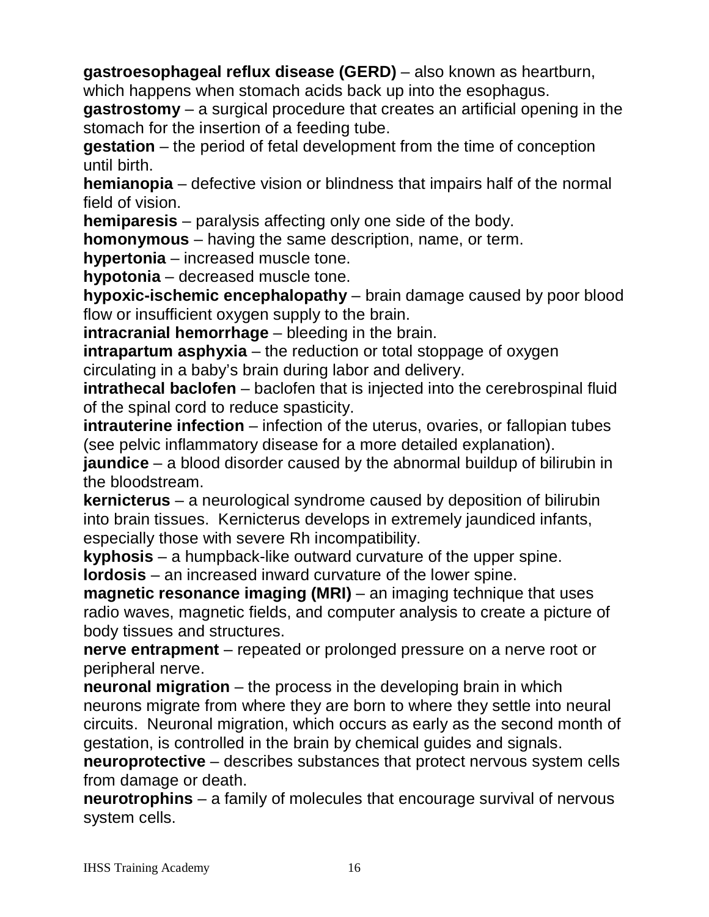**gastroesophageal reflux disease (GERD)** – also known as heartburn, which happens when stomach acids back up into the esophagus.

**gastrostomy** – a surgical procedure that creates an artificial opening in the stomach for the insertion of a feeding tube.

**gestation** – the period of fetal development from the time of conception until birth.

**hemianopia** – defective vision or blindness that impairs half of the normal field of vision.

**hemiparesis** – paralysis affecting only one side of the body.

**homonymous** – having the same description, name, or term.

**hypertonia** – increased muscle tone.

**hypotonia** – decreased muscle tone.

**hypoxic-ischemic encephalopathy** – brain damage caused by poor blood flow or insufficient oxygen supply to the brain.

**intracranial hemorrhage** – bleeding in the brain.

**intrapartum asphyxia** – the reduction or total stoppage of oxygen circulating in a baby's brain during labor and delivery.

**intrathecal baclofen** – baclofen that is injected into the cerebrospinal fluid of the spinal cord to reduce spasticity.

**intrauterine infection** – infection of the uterus, ovaries, or fallopian tubes (see pelvic inflammatory disease for a more detailed explanation).

**jaundice** – a blood disorder caused by the abnormal buildup of bilirubin in the bloodstream.

**kernicterus** – a neurological syndrome caused by deposition of bilirubin into brain tissues. Kernicterus develops in extremely jaundiced infants, especially those with severe Rh incompatibility.

**kyphosis** – a humpback-like outward curvature of the upper spine.

**lordosis** – an increased inward curvature of the lower spine.

**magnetic resonance imaging (MRI)** – an imaging technique that uses radio waves, magnetic fields, and computer analysis to create a picture of body tissues and structures.

**nerve entrapment** – repeated or prolonged pressure on a nerve root or peripheral nerve.

**neuronal migration** – the process in the developing brain in which neurons migrate from where they are born to where they settle into neural circuits. Neuronal migration, which occurs as early as the second month of gestation, is controlled in the brain by chemical guides and signals.

**neuroprotective** – describes substances that protect nervous system cells from damage or death.

**neurotrophins** – a family of molecules that encourage survival of nervous system cells.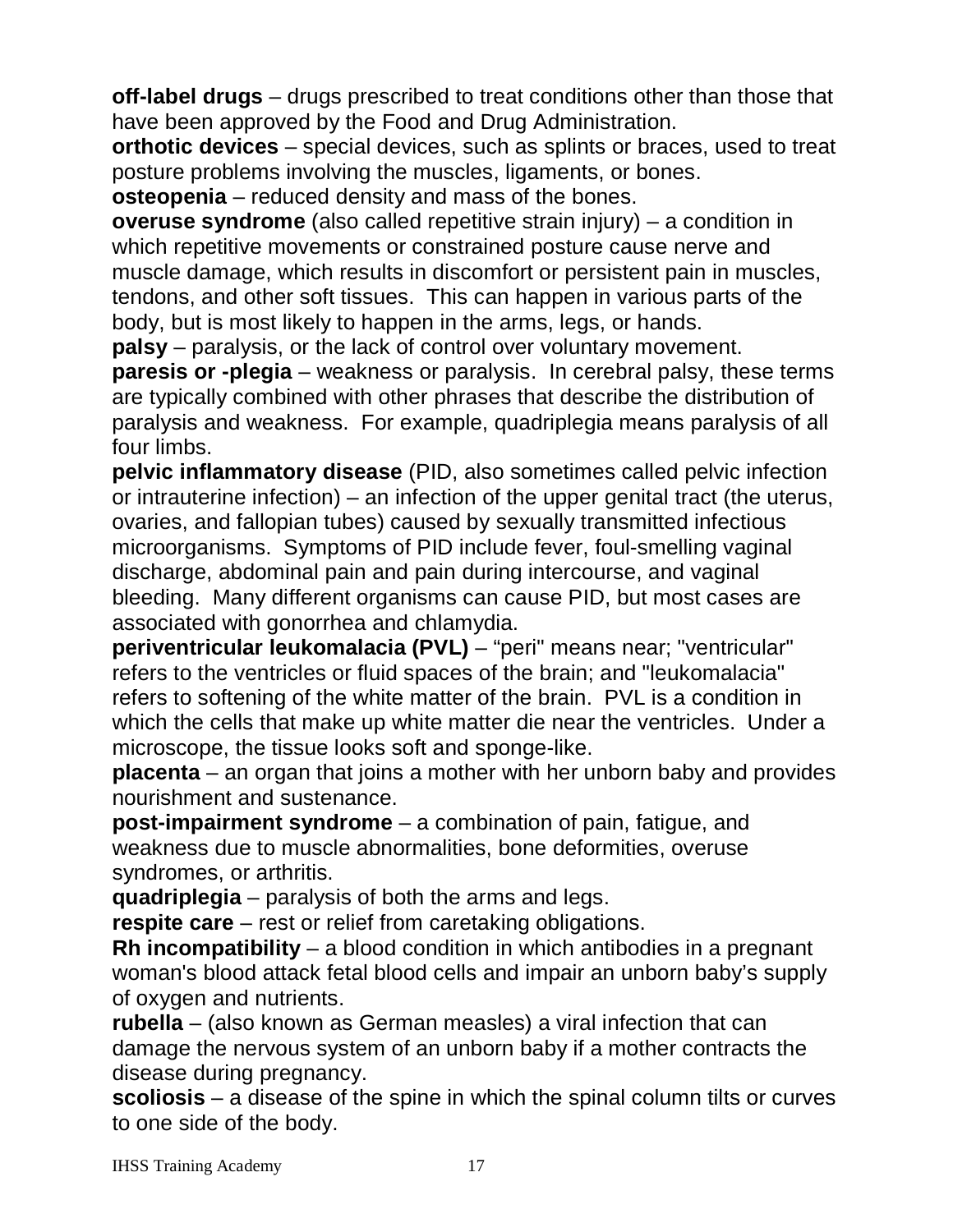**off-label drugs** – drugs prescribed to treat conditions other than those that have been approved by the Food and Drug Administration.

**orthotic devices** – special devices, such as splints or braces, used to treat posture problems involving the muscles, ligaments, or bones.

**osteopenia** – reduced density and mass of the bones.

**overuse syndrome** (also called repetitive strain injury) – a condition in which repetitive movements or constrained posture cause nerve and muscle damage, which results in discomfort or persistent pain in muscles, tendons, and other soft tissues. This can happen in various parts of the body, but is most likely to happen in the arms, legs, or hands.

**palsy** – paralysis, or the lack of control over voluntary movement.

**paresis or -plegia** – weakness or paralysis. In cerebral palsy, these terms are typically combined with other phrases that describe the distribution of paralysis and weakness. For example, quadriplegia means paralysis of all four limbs.

**pelvic inflammatory disease** (PID, also sometimes called pelvic infection or intrauterine infection) – an infection of the upper genital tract (the uterus, ovaries, and fallopian tubes) caused by sexually transmitted infectious microorganisms. Symptoms of PID include fever, foul-smelling vaginal discharge, abdominal pain and pain during intercourse, and vaginal bleeding. Many different organisms can cause PID, but most cases are associated with gonorrhea and chlamydia.

**periventricular leukomalacia (PVL)** – "peri" means near; "ventricular" refers to the ventricles or fluid spaces of the brain; and "leukomalacia" refers to softening of the white matter of the brain. PVL is a condition in which the cells that make up white matter die near the ventricles. Under a microscope, the tissue looks soft and sponge-like.

**placenta** – an organ that joins a mother with her unborn baby and provides nourishment and sustenance.

**post-impairment syndrome** – a combination of pain, fatigue, and weakness due to muscle abnormalities, bone deformities, overuse syndromes, or arthritis.

**quadriplegia** – paralysis of both the arms and legs.

**respite care** – rest or relief from caretaking obligations.

**Rh incompatibility** – a blood condition in which antibodies in a pregnant woman's blood attack fetal blood cells and impair an unborn baby's supply of oxygen and nutrients.

**rubella** – (also known as German measles) a viral infection that can damage the nervous system of an unborn baby if a mother contracts the disease during pregnancy.

**scoliosis** – a disease of the spine in which the spinal column tilts or curves to one side of the body.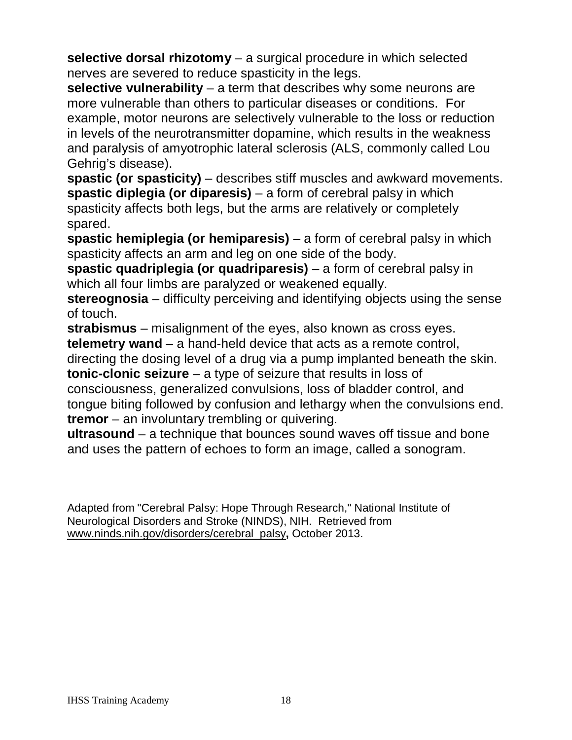**selective dorsal rhizotomy** – a surgical procedure in which selected nerves are severed to reduce spasticity in the legs.

**selective vulnerability** – a term that describes why some neurons are more vulnerable than others to particular diseases or conditions. For example, motor neurons are selectively vulnerable to the loss or reduction in levels of the neurotransmitter dopamine, which results in the weakness and paralysis of amyotrophic lateral sclerosis (ALS, commonly called Lou Gehrig's disease).

**spastic (or spasticity)** – describes stiff muscles and awkward movements.

**spastic diplegia (or diparesis)** – a form of cerebral palsy in which spasticity affects both legs, but the arms are relatively or completely spared.

**spastic hemiplegia (or hemiparesis)** – a form of cerebral palsy in which spasticity affects an arm and leg on one side of the body.

**spastic quadriplegia (or quadriparesis)** – a form of cerebral palsy in which all four limbs are paralyzed or weakened equally.

**stereognosia** – difficulty perceiving and identifying objects using the sense of touch.

**strabismus** – misalignment of the eyes, also known as cross eyes.

**telemetry wand** – a hand-held device that acts as a remote control, directing the dosing level of a drug via a pump implanted beneath the skin.

**tonic-clonic seizure** – a type of seizure that results in loss of consciousness, generalized convulsions, loss of bladder control, and tongue biting followed by confusion and lethargy when the convulsions end.

**tremor** – an involuntary trembling or quivering.

**ultrasound** – a technique that bounces sound waves off tissue and bone and uses the pattern of echoes to form an image, called a sonogram.

Adapted from "Cerebral Palsy: Hope Through Research," National Institute of Neurological Disorders and Stroke (NINDS), NIH. Retrieved from www.ninds.nih.gov/disorders/cerebral_palsy**,** October 2013.